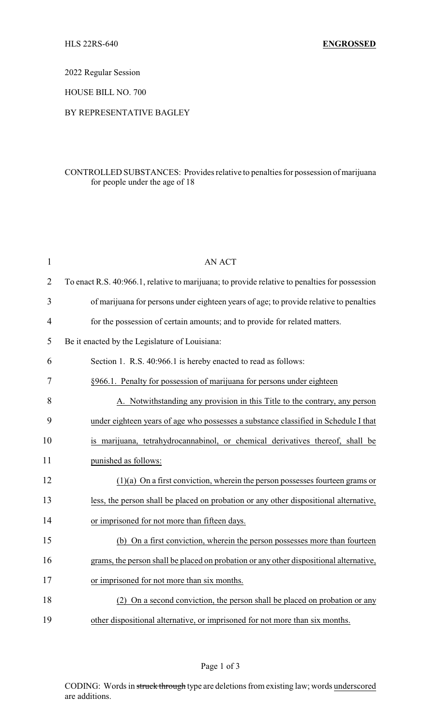HLS 22RS-640 **ENGROSSED**

2022 Regular Session

HOUSE BILL NO. 700

BY REPRESENTATIVE BAGLEY

CONTROLLED SUBSTANCES: Provides relative to penalties for possession of marijuana for people under the age of 18

AN ACT

To enact R.S. 40:966.1, relative to marijuana; to provide relative to penalties for possession of marijuana for persons under eighteen years of age; to provide relative to penalties for the possession of certain amounts; and to provide for related matters.

Be it enacted by the Legislature of Louisiana:

Section 1. R.S. 40:966.1 is hereby enacted to read as follows:

§966.1. Penalty for possession of marijuana for persons under eighteen

A. Notwithstanding any provision in this Title to the contrary, any person under eighteen years of age who possesses a substance classified in Schedule I that is marijuana, tetrahydrocannabinol, or chemical derivatives thereof, shall be punished as follows:

(1)(a) On a first conviction, wherein the person possesses fourteen grams or less, the person shall be placed on probation or any other dispositional alternative, or imprisoned for not more than fifteen days.

(b) On a first conviction, wherein the person possesses more than fourteen grams, the person shall be placed on probation or any other dispositional alternative, or imprisoned for not more than six months.

(2) On a second conviction, the person shall be placed on probation or any other dispositional alternative, or imprisoned for not more than six months.

CODING: Words in ~~struck through~~ type are deletions from existing law; words underscored are additions.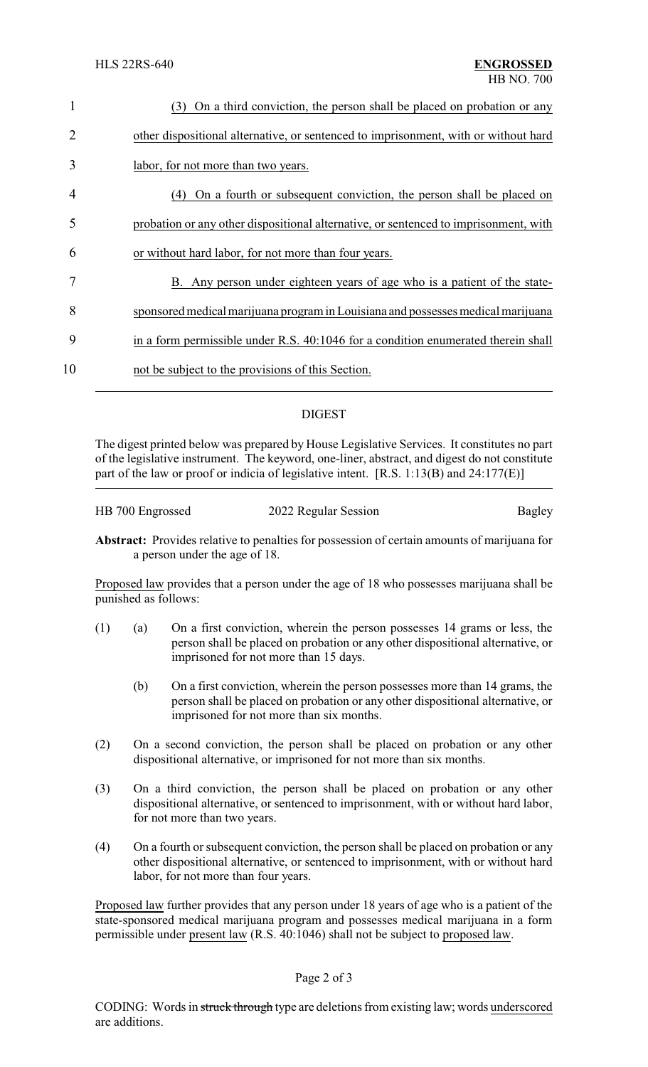(3) On a third conviction, the person shall be placed on probation or any other dispositional alternative, or sentenced to imprisonment, with or without hard labor, for not more than two years.

(4) On a fourth or subsequent conviction, the person shall be placed on probation or any other dispositional alternative, or sentenced to imprisonment, with or without hard labor, for not more than four years.

B. Any person under eighteen years of age who is a patient of the state-sponsored medical marijuana program in Louisiana and possesses medical marijuana in a form permissible under R.S. 40:1046 for a condition enumerated therein shall not be subject to the provisions of this Section.

## DIGEST

The digest printed below was prepared by House Legislative Services. It constitutes no part of the legislative instrument. The keyword, one-liner, abstract, and digest do not constitute part of the law or proof or indicia of legislative intent. [R.S. 1:13(B) and 24:177(E)]

HB 700 Engrossed | 2022 Regular Session | Bagley

**Abstract:** Provides relative to penalties for possession of certain amounts of marijuana for a person under the age of 18.

Proposed law provides that a person under the age of 18 who possesses marijuana shall be punished as follows:

(1) (a) On a first conviction, wherein the person possesses 14 grams or less, the person shall be placed on probation or any other dispositional alternative, or imprisoned for not more than 15 days.

(b) On a first conviction, wherein the person possesses more than 14 grams, the person shall be placed on probation or any other dispositional alternative, or imprisoned for not more than six months.

(2) On a second conviction, the person shall be placed on probation or any other dispositional alternative, or imprisoned for not more than six months.

(3) On a third conviction, the person shall be placed on probation or any other dispositional alternative, or sentenced to imprisonment, with or without hard labor, for not more than two years.

(4) On a fourth or subsequent conviction, the person shall be placed on probation or any other dispositional alternative, or sentenced to imprisonment, with or without hard labor, for not more than four years.

Proposed law further provides that any person under 18 years of age who is a patient of the state-sponsored medical marijuana program and possesses medical marijuana in a form permissible under present law (R.S. 40:1046) shall not be subject to proposed law.

CODING: Words in ~~struck through~~ type are deletions from existing law; words underscored are additions.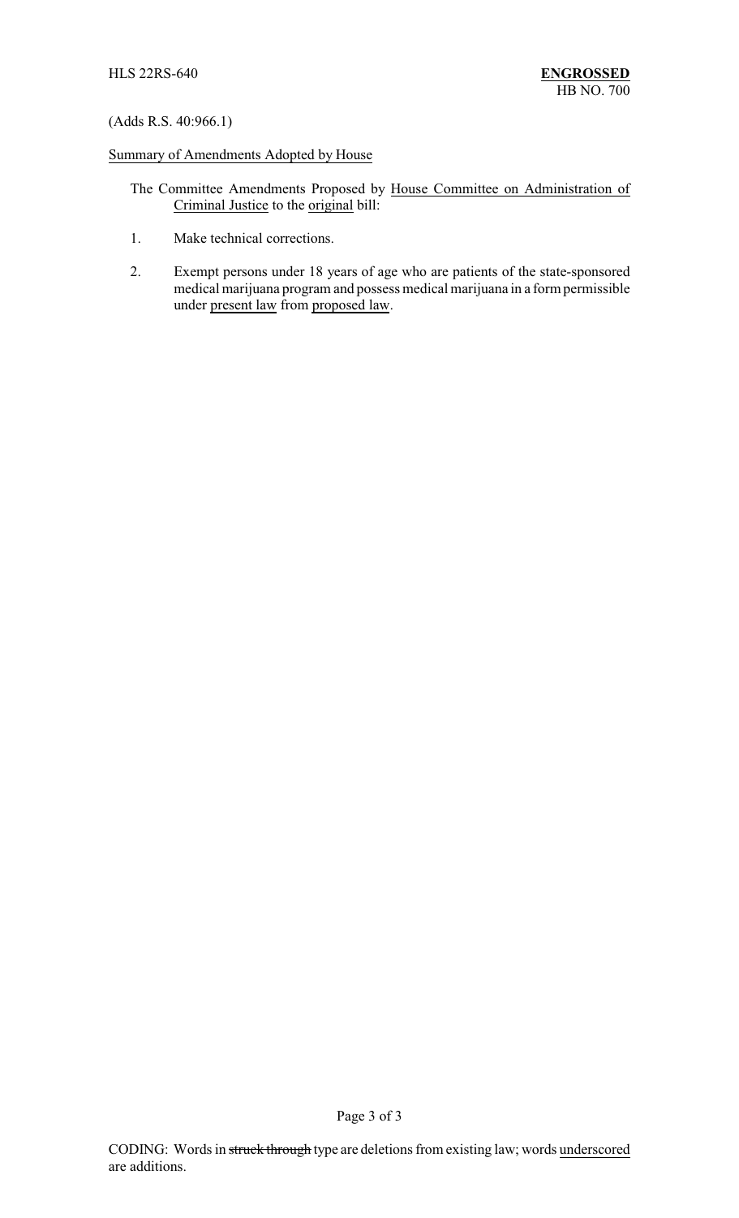(Adds R.S. 40:966.1)

Summary of Amendments Adopted by House

The Committee Amendments Proposed by House Committee on Administration of Criminal Justice to the original bill:

1. Make technical corrections.

2. Exempt persons under 18 years of age who are patients of the state-sponsored medical marijuana program and possess medical marijuana in a form permissible under present law from proposed law.